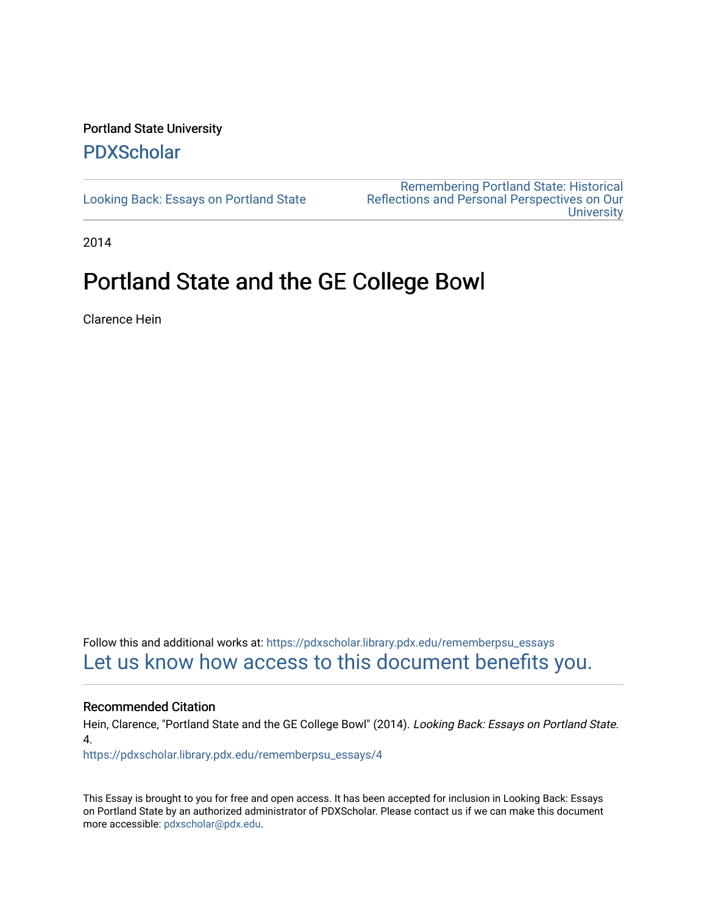Portland State University

PDXScholar

Looking Back: Essays on Portland State

Remembering Portland State: Historical Reflections and Personal Perspectives on Our University

2014

# Portland State and the GE College Bowl

Clarence Hein

Follow this and additional works at: https://pdxscholar.library.pdx.edu/rememberpsu_essays

Let us know how access to this document benefits you.

## Recommended Citation

Hein, Clarence, "Portland State and the GE College Bowl" (2014). *Looking Back: Essays on Portland State*. 4.

https://pdxscholar.library.pdx.edu/rememberpsu_essays/4

This Essay is brought to you for free and open access. It has been accepted for inclusion in Looking Back: Essays on Portland State by an authorized administrator of PDXScholar. Please contact us if we can make this document more accessible: pdxscholar@pdx.edu.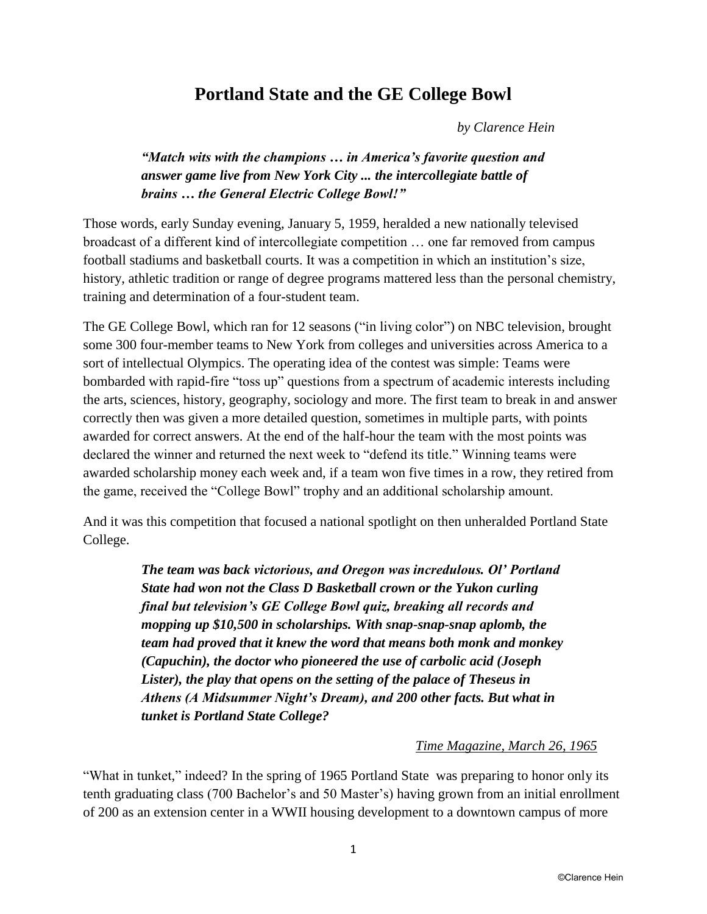# Portland State and the GE College Bowl

*by Clarence Hein*

> ***"Match wits with the champions … in America's favorite question and answer game live from New York City ... the intercollegiate battle of brains … the General Electric College Bowl!"***

Those words, early Sunday evening, January 5, 1959, heralded a new nationally televised broadcast of a different kind of intercollegiate competition … one far removed from campus football stadiums and basketball courts. It was a competition in which an institution's size, history, athletic tradition or range of degree programs mattered less than the personal chemistry, training and determination of a four-student team.

The GE College Bowl, which ran for 12 seasons ("in living color") on NBC television, brought some 300 four-member teams to New York from colleges and universities across America to a sort of intellectual Olympics. The operating idea of the contest was simple: Teams were bombarded with rapid-fire "toss up" questions from a spectrum of academic interests including the arts, sciences, history, geography, sociology and more. The first team to break in and answer correctly then was given a more detailed question, sometimes in multiple parts, with points awarded for correct answers. At the end of the half-hour the team with the most points was declared the winner and returned the next week to "defend its title." Winning teams were awarded scholarship money each week and, if a team won five times in a row, they retired from the game, received the "College Bowl" trophy and an additional scholarship amount.

And it was this competition that focused a national spotlight on then unheralded Portland State College.

> ***The team was back victorious, and Oregon was incredulous. Ol' Portland State had won not the Class D Basketball crown or the Yukon curling final but television's GE College Bowl quiz, breaking all records and mopping up $10,500 in scholarships. With snap-snap-snap aplomb, the team had proved that it knew the word that means both monk and monkey (Capuchin), the doctor who pioneered the use of carbolic acid (Joseph Lister), the play that opens on the setting of the palace of Theseus in Athens (A Midsummer Night's Dream), and 200 other facts. But what in tunket is Portland State College?***
>
> *Time Magazine, March 26, 1965*

"What in tunket," indeed? In the spring of 1965 Portland State was preparing to honor only its tenth graduating class (700 Bachelor's and 50 Master's) having grown from an initial enrollment of 200 as an extension center in a WWII housing development to a downtown campus of more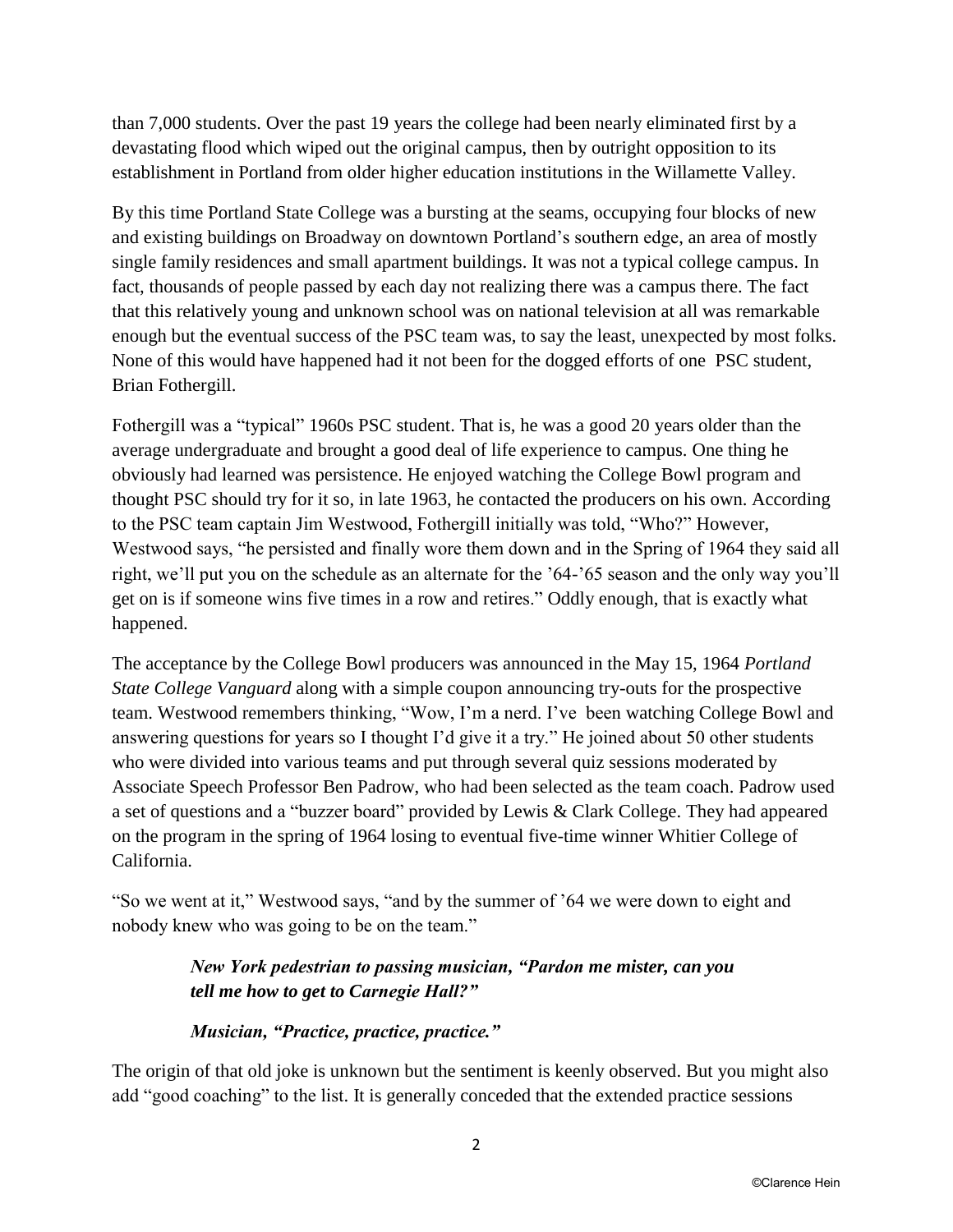than 7,000 students. Over the past 19 years the college had been nearly eliminated first by a devastating flood which wiped out the original campus, then by outright opposition to its establishment in Portland from older higher education institutions in the Willamette Valley.

By this time Portland State College was a bursting at the seams, occupying four blocks of new and existing buildings on Broadway on downtown Portland's southern edge, an area of mostly single family residences and small apartment buildings. It was not a typical college campus. In fact, thousands of people passed by each day not realizing there was a campus there. The fact that this relatively young and unknown school was on national television at all was remarkable enough but the eventual success of the PSC team was, to say the least, unexpected by most folks. None of this would have happened had it not been for the dogged efforts of one PSC student, Brian Fothergill.

Fothergill was a "typical" 1960s PSC student. That is, he was a good 20 years older than the average undergraduate and brought a good deal of life experience to campus. One thing he obviously had learned was persistence. He enjoyed watching the College Bowl program and thought PSC should try for it so, in late 1963, he contacted the producers on his own. According to the PSC team captain Jim Westwood, Fothergill initially was told, "Who?" However, Westwood says, "he persisted and finally wore them down and in the Spring of 1964 they said all right, we'll put you on the schedule as an alternate for the '64-'65 season and the only way you'll get on is if someone wins five times in a row and retires." Oddly enough, that is exactly what happened.

The acceptance by the College Bowl producers was announced in the May 15, 1964 *Portland State College Vanguard* along with a simple coupon announcing try-outs for the prospective team. Westwood remembers thinking, "Wow, I'm a nerd. I've been watching College Bowl and answering questions for years so I thought I'd give it a try." He joined about 50 other students who were divided into various teams and put through several quiz sessions moderated by Associate Speech Professor Ben Padrow, who had been selected as the team coach. Padrow used a set of questions and a "buzzer board" provided by Lewis & Clark College. They had appeared on the program in the spring of 1964 losing to eventual five-time winner Whitier College of California.

"So we went at it," Westwood says, "and by the summer of '64 we were down to eight and nobody knew who was going to be on the team."

> ***New York pedestrian to passing musician, "Pardon me mister, can you tell me how to get to Carnegie Hall?"***
>
> ***Musician, "Practice, practice, practice."***

The origin of that old joke is unknown but the sentiment is keenly observed. But you might also add "good coaching" to the list. It is generally conceded that the extended practice sessions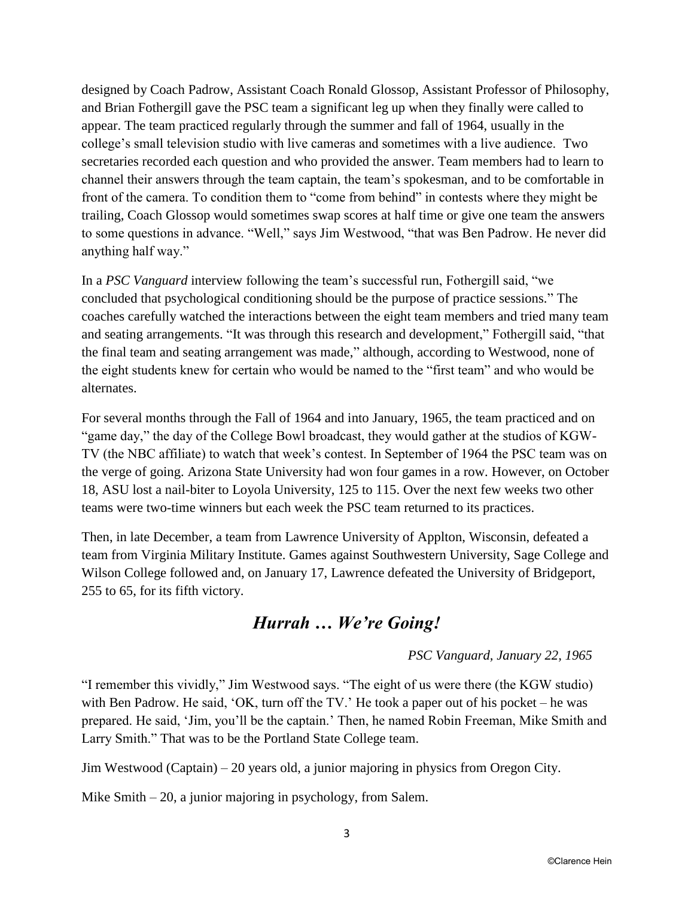designed by Coach Padrow, Assistant Coach Ronald Glossop, Assistant Professor of Philosophy, and Brian Fothergill gave the PSC team a significant leg up when they finally were called to appear. The team practiced regularly through the summer and fall of 1964, usually in the college's small television studio with live cameras and sometimes with a live audience. Two secretaries recorded each question and who provided the answer. Team members had to learn to channel their answers through the team captain, the team's spokesman, and to be comfortable in front of the camera. To condition them to "come from behind" in contests where they might be trailing, Coach Glossop would sometimes swap scores at half time or give one team the answers to some questions in advance. "Well," says Jim Westwood, "that was Ben Padrow. He never did anything half way."

In a *PSC Vanguard* interview following the team's successful run, Fothergill said, "we concluded that psychological conditioning should be the purpose of practice sessions." The coaches carefully watched the interactions between the eight team members and tried many team and seating arrangements. "It was through this research and development," Fothergill said, "that the final team and seating arrangement was made," although, according to Westwood, none of the eight students knew for certain who would be named to the "first team" and who would be alternates.

For several months through the Fall of 1964 and into January, 1965, the team practiced and on "game day," the day of the College Bowl broadcast, they would gather at the studios of KGW-TV (the NBC affiliate) to watch that week's contest. In September of 1964 the PSC team was on the verge of going. Arizona State University had won four games in a row. However, on October 18, ASU lost a nail-biter to Loyola University, 125 to 115. Over the next few weeks two other teams were two-time winners but each week the PSC team returned to its practices.

Then, in late December, a team from Lawrence University of Applton, Wisconsin, defeated a team from Virginia Military Institute. Games against Southwestern University, Sage College and Wilson College followed and, on January 17, Lawrence defeated the University of Bridgeport, 255 to 65, for its fifth victory.

## *Hurrah … We're Going!*

*PSC Vanguard, January 22, 1965*

"I remember this vividly," Jim Westwood says. "The eight of us were there (the KGW studio) with Ben Padrow. He said, 'OK, turn off the TV.' He took a paper out of his pocket – he was prepared. He said, 'Jim, you'll be the captain.' Then, he named Robin Freeman, Mike Smith and Larry Smith." That was to be the Portland State College team.

Jim Westwood (Captain) – 20 years old, a junior majoring in physics from Oregon City.

Mike Smith – 20, a junior majoring in psychology, from Salem.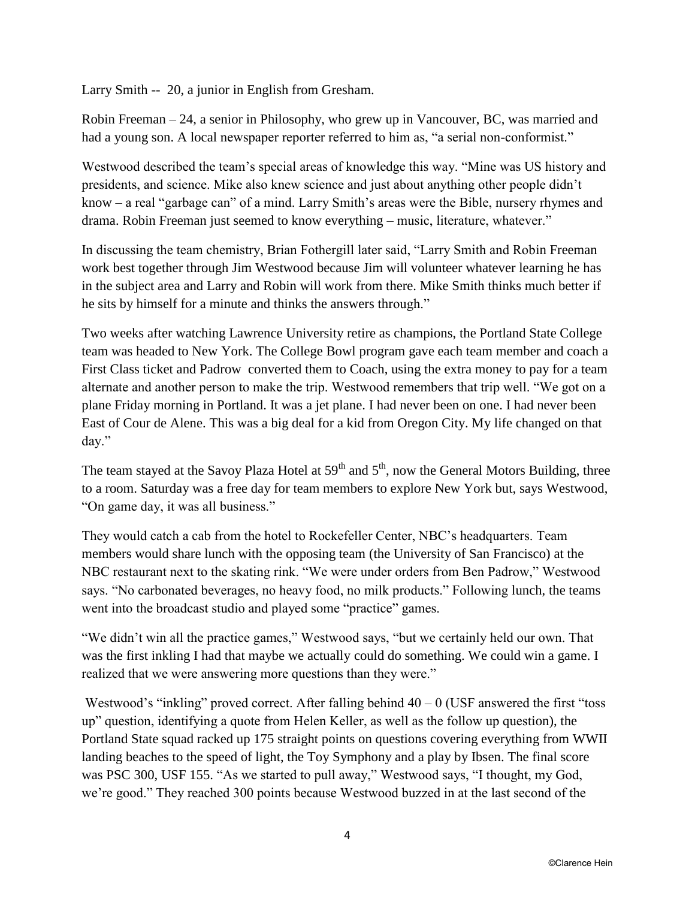Larry Smith -- 20, a junior in English from Gresham.

Robin Freeman – 24, a senior in Philosophy, who grew up in Vancouver, BC, was married and had a young son. A local newspaper reporter referred to him as, "a serial non-conformist."

Westwood described the team's special areas of knowledge this way. "Mine was US history and presidents, and science. Mike also knew science and just about anything other people didn't know – a real "garbage can" of a mind. Larry Smith's areas were the Bible, nursery rhymes and drama. Robin Freeman just seemed to know everything – music, literature, whatever."

In discussing the team chemistry, Brian Fothergill later said, "Larry Smith and Robin Freeman work best together through Jim Westwood because Jim will volunteer whatever learning he has in the subject area and Larry and Robin will work from there. Mike Smith thinks much better if he sits by himself for a minute and thinks the answers through."

Two weeks after watching Lawrence University retire as champions, the Portland State College team was headed to New York. The College Bowl program gave each team member and coach a First Class ticket and Padrow converted them to Coach, using the extra money to pay for a team alternate and another person to make the trip. Westwood remembers that trip well. "We got on a plane Friday morning in Portland. It was a jet plane. I had never been on one. I had never been East of Cour de Alene. This was a big deal for a kid from Oregon City. My life changed on that day."

The team stayed at the Savoy Plaza Hotel at 59th and 5th, now the General Motors Building, three to a room. Saturday was a free day for team members to explore New York but, says Westwood, "On game day, it was all business."

They would catch a cab from the hotel to Rockefeller Center, NBC's headquarters. Team members would share lunch with the opposing team (the University of San Francisco) at the NBC restaurant next to the skating rink. "We were under orders from Ben Padrow," Westwood says. "No carbonated beverages, no heavy food, no milk products." Following lunch, the teams went into the broadcast studio and played some "practice" games.

"We didn't win all the practice games," Westwood says, "but we certainly held our own. That was the first inkling I had that maybe we actually could do something. We could win a game. I realized that we were answering more questions than they were."

Westwood's "inkling" proved correct. After falling behind 40 – 0 (USF answered the first "toss up" question, identifying a quote from Helen Keller, as well as the follow up question), the Portland State squad racked up 175 straight points on questions covering everything from WWII landing beaches to the speed of light, the Toy Symphony and a play by Ibsen. The final score was PSC 300, USF 155. "As we started to pull away," Westwood says, "I thought, my God, we're good." They reached 300 points because Westwood buzzed in at the last second of the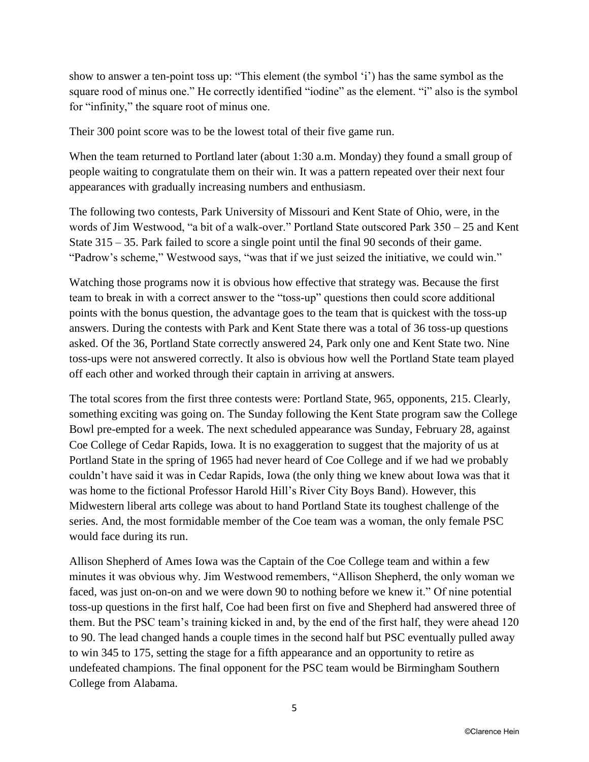show to answer a ten-point toss up: “This element (the symbol ‘i’) has the same symbol as the square rood of minus one.” He correctly identified “iodine” as the element. “i” also is the symbol for “infinity,” the square root of minus one.

Their 300 point score was to be the lowest total of their five game run.

When the team returned to Portland later (about 1:30 a.m. Monday) they found a small group of people waiting to congratulate them on their win. It was a pattern repeated over their next four appearances with gradually increasing numbers and enthusiasm.

The following two contests, Park University of Missouri and Kent State of Ohio, were, in the words of Jim Westwood, “a bit of a walk-over.” Portland State outscored Park 350 – 25 and Kent State 315 – 35. Park failed to score a single point until the final 90 seconds of their game. “Padrow’s scheme,” Westwood says, “was that if we just seized the initiative, we could win.”

Watching those programs now it is obvious how effective that strategy was. Because the first team to break in with a correct answer to the “toss-up” questions then could score additional points with the bonus question, the advantage goes to the team that is quickest with the toss-up answers. During the contests with Park and Kent State there was a total of 36 toss-up questions asked. Of the 36, Portland State correctly answered 24, Park only one and Kent State two. Nine toss-ups were not answered correctly. It also is obvious how well the Portland State team played off each other and worked through their captain in arriving at answers.

The total scores from the first three contests were: Portland State, 965, opponents, 215. Clearly, something exciting was going on. The Sunday following the Kent State program saw the College Bowl pre-empted for a week. The next scheduled appearance was Sunday, February 28, against Coe College of Cedar Rapids, Iowa. It is no exaggeration to suggest that the majority of us at Portland State in the spring of 1965 had never heard of Coe College and if we had we probably couldn’t have said it was in Cedar Rapids, Iowa (the only thing we knew about Iowa was that it was home to the fictional Professor Harold Hill’s River City Boys Band). However, this Midwestern liberal arts college was about to hand Portland State its toughest challenge of the series. And, the most formidable member of the Coe team was a woman, the only female PSC would face during its run.

Allison Shepherd of Ames Iowa was the Captain of the Coe College team and within a few minutes it was obvious why. Jim Westwood remembers, “Allison Shepherd, the only woman we faced, was just on-on-on and we were down 90 to nothing before we knew it.” Of nine potential toss-up questions in the first half, Coe had been first on five and Shepherd had answered three of them. But the PSC team’s training kicked in and, by the end of the first half, they were ahead 120 to 90. The lead changed hands a couple times in the second half but PSC eventually pulled away to win 345 to 175, setting the stage for a fifth appearance and an opportunity to retire as undefeated champions. The final opponent for the PSC team would be Birmingham Southern College from Alabama.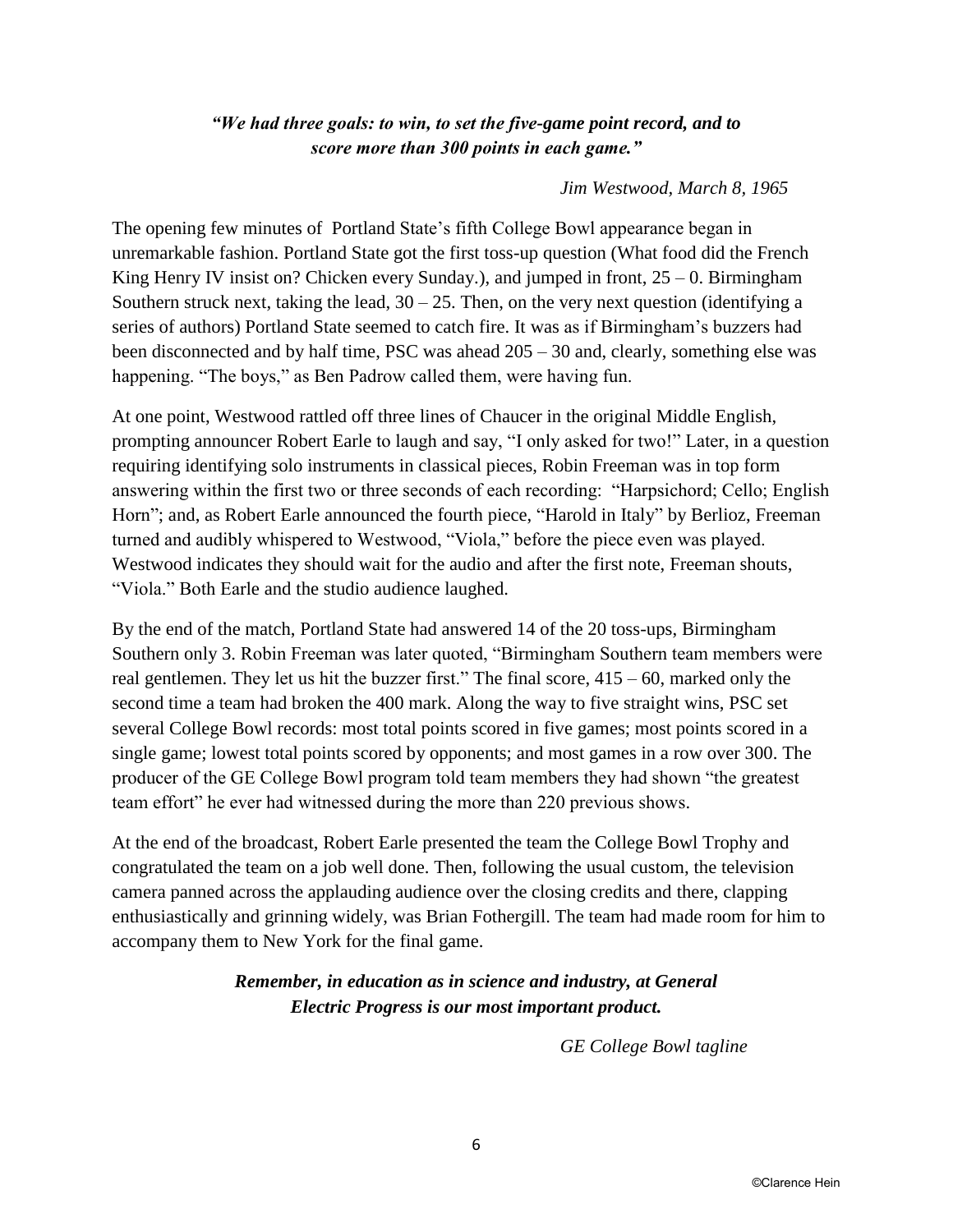***"We had three goals: to win, to set the five-game point record, and to score more than 300 points in each game."***

*Jim Westwood, March 8, 1965*

The opening few minutes of Portland State's fifth College Bowl appearance began in unremarkable fashion. Portland State got the first toss-up question (What food did the French King Henry IV insist on? Chicken every Sunday.), and jumped in front, 25 – 0. Birmingham Southern struck next, taking the lead, 30 – 25. Then, on the very next question (identifying a series of authors) Portland State seemed to catch fire. It was as if Birmingham's buzzers had been disconnected and by half time, PSC was ahead 205 – 30 and, clearly, something else was happening. "The boys," as Ben Padrow called them, were having fun.

At one point, Westwood rattled off three lines of Chaucer in the original Middle English, prompting announcer Robert Earle to laugh and say, "I only asked for two!" Later, in a question requiring identifying solo instruments in classical pieces, Robin Freeman was in top form answering within the first two or three seconds of each recording: "Harpsichord; Cello; English Horn"; and, as Robert Earle announced the fourth piece, "Harold in Italy" by Berlioz, Freeman turned and audibly whispered to Westwood, "Viola," before the piece even was played. Westwood indicates they should wait for the audio and after the first note, Freeman shouts, "Viola." Both Earle and the studio audience laughed.

By the end of the match, Portland State had answered 14 of the 20 toss-ups, Birmingham Southern only 3. Robin Freeman was later quoted, "Birmingham Southern team members were real gentlemen. They let us hit the buzzer first." The final score, 415 – 60, marked only the second time a team had broken the 400 mark. Along the way to five straight wins, PSC set several College Bowl records: most total points scored in five games; most points scored in a single game; lowest total points scored by opponents; and most games in a row over 300. The producer of the GE College Bowl program told team members they had shown "the greatest team effort" he ever had witnessed during the more than 220 previous shows.

At the end of the broadcast, Robert Earle presented the team the College Bowl Trophy and congratulated the team on a job well done. Then, following the usual custom, the television camera panned across the applauding audience over the closing credits and there, clapping enthusiastically and grinning widely, was Brian Fothergill. The team had made room for him to accompany them to New York for the final game.

***Remember, in education as in science and industry, at General Electric Progress is our most important product.***

*GE College Bowl tagline*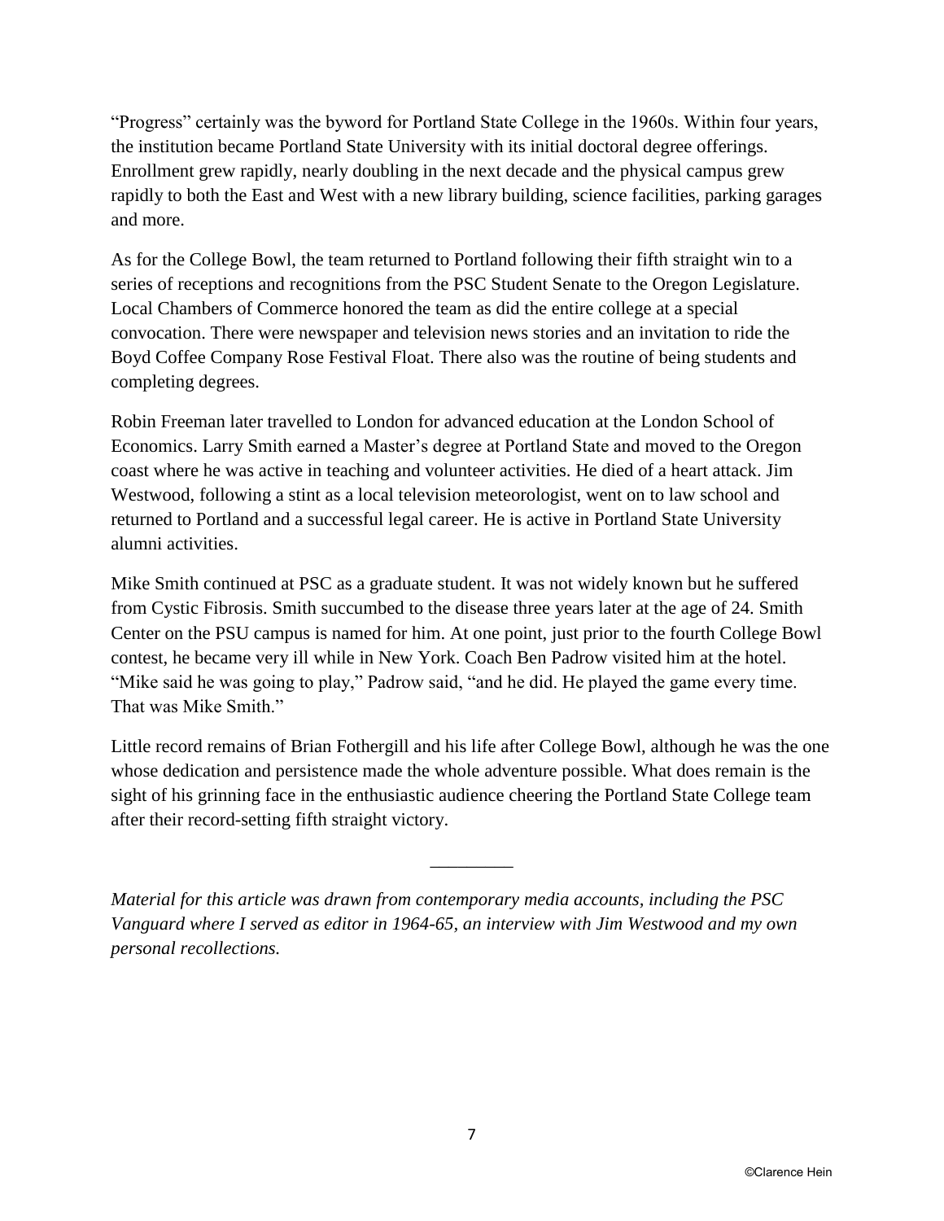"Progress" certainly was the byword for Portland State College in the 1960s. Within four years, the institution became Portland State University with its initial doctoral degree offerings. Enrollment grew rapidly, nearly doubling in the next decade and the physical campus grew rapidly to both the East and West with a new library building, science facilities, parking garages and more.

As for the College Bowl, the team returned to Portland following their fifth straight win to a series of receptions and recognitions from the PSC Student Senate to the Oregon Legislature. Local Chambers of Commerce honored the team as did the entire college at a special convocation. There were newspaper and television news stories and an invitation to ride the Boyd Coffee Company Rose Festival Float. There also was the routine of being students and completing degrees.

Robin Freeman later travelled to London for advanced education at the London School of Economics. Larry Smith earned a Master's degree at Portland State and moved to the Oregon coast where he was active in teaching and volunteer activities. He died of a heart attack. Jim Westwood, following a stint as a local television meteorologist, went on to law school and returned to Portland and a successful legal career. He is active in Portland State University alumni activities.

Mike Smith continued at PSC as a graduate student. It was not widely known but he suffered from Cystic Fibrosis. Smith succumbed to the disease three years later at the age of 24. Smith Center on the PSU campus is named for him. At one point, just prior to the fourth College Bowl contest, he became very ill while in New York. Coach Ben Padrow visited him at the hotel. "Mike said he was going to play," Padrow said, "and he did. He played the game every time. That was Mike Smith."

Little record remains of Brian Fothergill and his life after College Bowl, although he was the one whose dedication and persistence made the whole adventure possible. What does remain is the sight of his grinning face in the enthusiastic audience cheering the Portland State College team after their record-setting fifth straight victory.

---

*Material for this article was drawn from contemporary media accounts, including the PSC Vanguard where I served as editor in 1964-65, an interview with Jim Westwood and my own personal recollections.*

©Clarence Hein